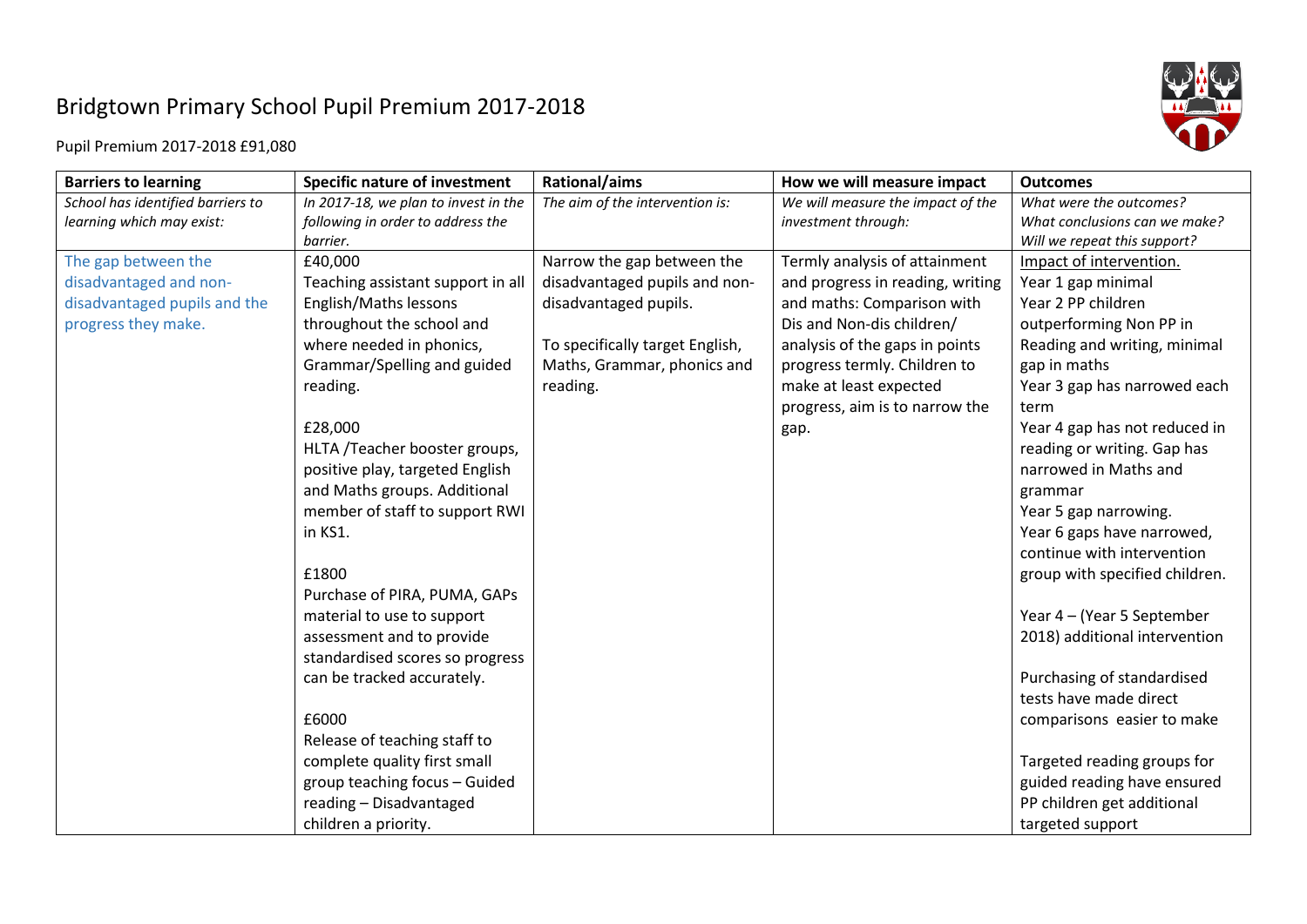# Bridgtown Primary School Pupil Premium 2017-2018

Pupil Premium 2017-2018 £91,080

| Barriers to learning | Specific nature of investment | Rational/aims | How we will measure impact | Outcomes |
|---|---|---|---|---|
| *School has identified barriers to learning which may exist:* | *In 2017-18, we plan to invest in the following in order to address the barrier.* | *The aim of the intervention is:* | *We will measure the impact of the investment through:* | *What were the outcomes?*<br>*What conclusions can we make?*<br>*Will we repeat this support?* |
| The gap between the disadvantaged and non-disadvantaged pupils and the progress they make. | £40,000<br>Teaching assistant support in all English/Maths lessons throughout the school and where needed in phonics, Grammar/Spelling and guided reading.<br><br>£28,000<br>HLTA /Teacher booster groups, positive play, targeted English and Maths groups. Additional member of staff to support RWI in KS1.<br><br>£1800<br>Purchase of PIRA, PUMA, GAPs material to use to support assessment and to provide standardised scores so progress can be tracked accurately.<br><br>£6000<br>Release of teaching staff to complete quality first small group teaching focus – Guided reading – Disadvantaged children a priority. | Narrow the gap between the disadvantaged pupils and non-disadvantaged pupils.<br><br>To specifically target English, Maths, Grammar, phonics and reading. | Termly analysis of attainment and progress in reading, writing and maths: Comparison with Dis and Non-dis children/ analysis of the gaps in points progress termly. Children to make at least expected progress, aim is to narrow the gap. | Impact of intervention.<br>Year 1 gap minimal<br>Year 2 PP children outperforming Non PP in Reading and writing, minimal gap in maths<br>Year 3 gap has narrowed each term<br>Year 4 gap has not reduced in reading or writing. Gap has narrowed in Maths and grammar<br>Year 5 gap narrowing.<br>Year 6 gaps have narrowed, continue with intervention group with specified children.<br><br>Year 4 – (Year 5 September 2018) additional intervention<br><br>Purchasing of standardised tests have made direct comparisons easier to make<br><br>Targeted reading groups for guided reading have ensured PP children get additional targeted support |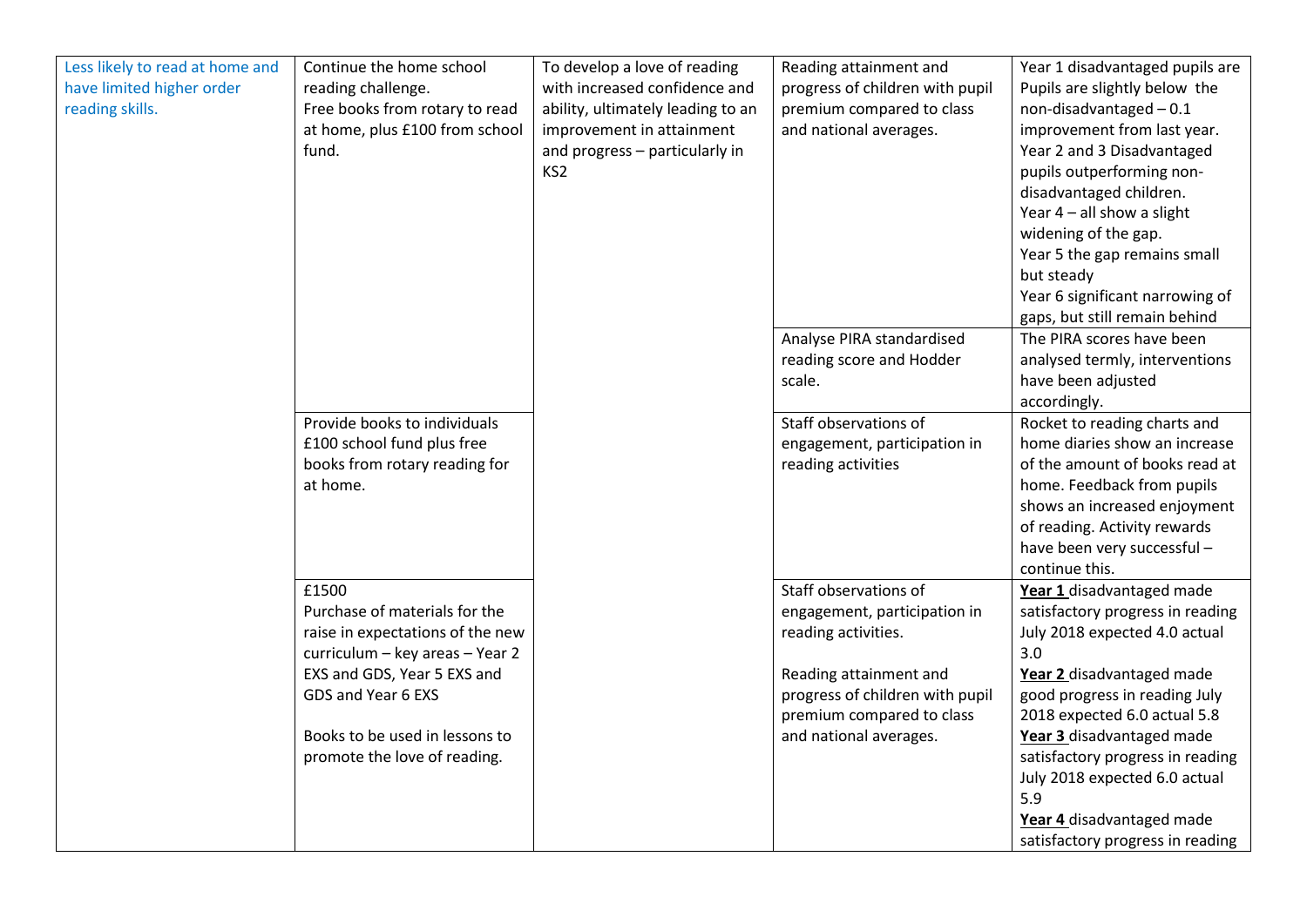| | | | | |
|---|---|---|---|---|
| Less likely to read at home and have limited higher order reading skills. | Continue the home school reading challenge.<br>Free books from rotary to read at home, plus £100 from school fund. | To develop a love of reading with increased confidence and ability, ultimately leading to an improvement in attainment and progress – particularly in KS2 | Reading attainment and progress of children with pupil premium compared to class and national averages. | Year 1 disadvantaged pupils are Pupils are slightly below the non-disadvantaged – 0.1 improvement from last year.<br>Year 2 and 3 Disadvantaged pupils outperforming non-disadvantaged children.<br>Year 4 – all show a slight widening of the gap.<br>Year 5 the gap remains small but steady<br>Year 6 significant narrowing of gaps, but still remain behind |
| | | | Analyse PIRA standardised reading score and Hodder scale. | The PIRA scores have been analysed termly, interventions have been adjusted accordingly. |
| | Provide books to individuals £100 school fund plus free books from rotary reading for at home. | | Staff observations of engagement, participation in reading activities | Rocket to reading charts and home diaries show an increase of the amount of books read at home. Feedback from pupils shows an increased enjoyment of reading. Activity rewards have been very successful – continue this. |
| | £1500<br>Purchase of materials for the raise in expectations of the new curriculum – key areas – Year 2 EXS and GDS, Year 5 EXS and GDS and Year 6 EXS<br><br>Books to be used in lessons to promote the love of reading. | | Staff observations of engagement, participation in reading activities.<br><br>Reading attainment and progress of children with pupil premium compared to class and national averages. | **Year 1** disadvantaged made satisfactory progress in reading July 2018 expected 4.0 actual 3.0<br>**Year 2** disadvantaged made good progress in reading July 2018 expected 6.0 actual 5.8<br>**Year 3** disadvantaged made satisfactory progress in reading July 2018 expected 6.0 actual 5.9<br>**Year 4** disadvantaged made satisfactory progress in reading |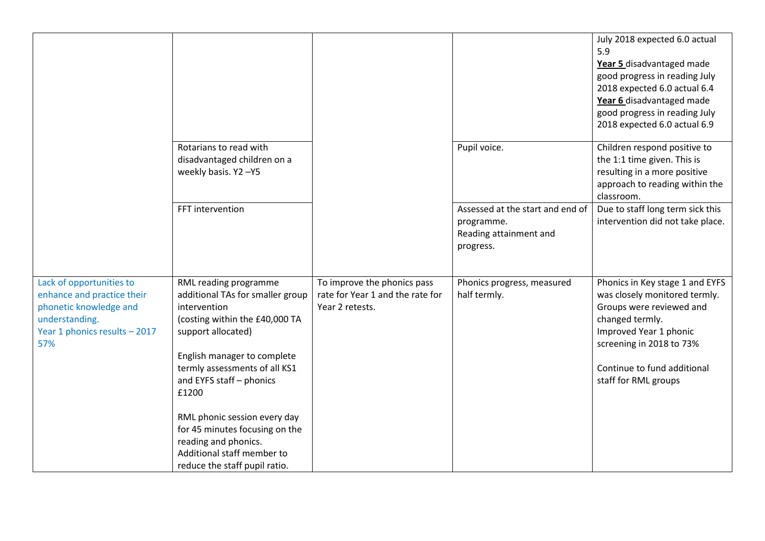| | | | | |
|---|---|---|---|---|
| | | | | July 2018 expected 6.0 actual 5.9<br>**Year 5** disadvantaged made good progress in reading July 2018 expected 6.0 actual 6.4<br>**Year 6** disadvantaged made good progress in reading July 2018 expected 6.0 actual 6.9 |
| | Rotarians to read with disadvantaged children on a weekly basis. Y2 –Y5 | | Pupil voice. | Children respond positive to the 1:1 time given. This is resulting in a more positive approach to reading within the classroom. |
| | FFT intervention | | Assessed at the start and end of programme.<br>Reading attainment and progress. | Due to staff long term sick this intervention did not take place. |
| Lack of opportunities to enhance and practice their phonetic knowledge and understanding.<br>Year 1 phonics results – 2017 57% | RML reading programme additional TAs for smaller group intervention<br>(costing within the £40,000 TA support allocated)<br><br>English manager to complete termly assessments of all KS1 and EYFS staff – phonics £1200<br><br>RML phonic session every day for 45 minutes focusing on the reading and phonics.<br>Additional staff member to reduce the staff pupil ratio. | To improve the phonics pass rate for Year 1 and the rate for Year 2 retests. | Phonics progress, measured half termly. | Phonics in Key stage 1 and EYFS was closely monitored termly. Groups were reviewed and changed termly.<br>Improved Year 1 phonic screening in 2018 to 73%<br><br>Continue to fund additional staff for RML groups |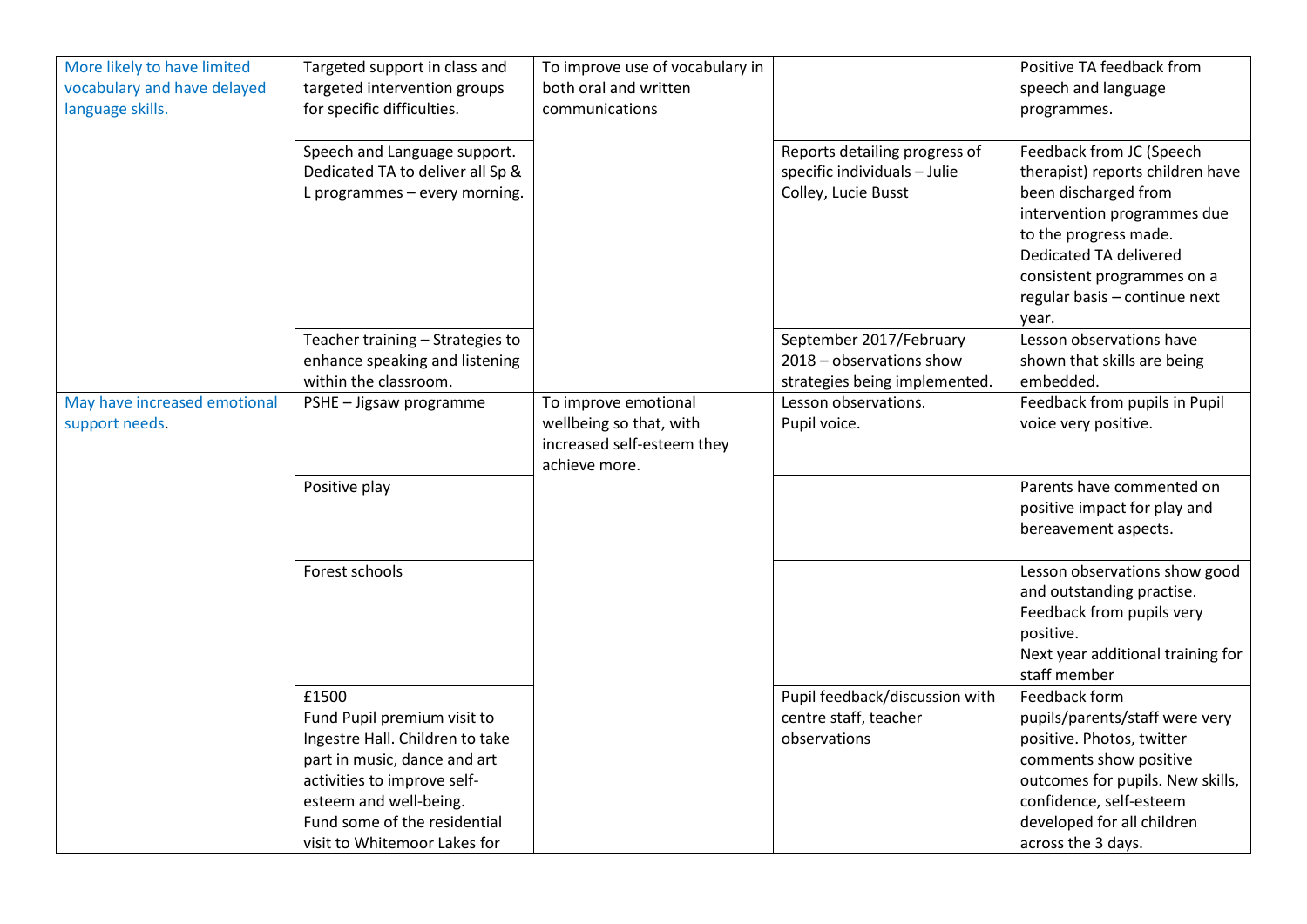| | | | | |
|---|---|---|---|---|
| More likely to have limited vocabulary and have delayed language skills. | Targeted support in class and targeted intervention groups for specific difficulties. | To improve use of vocabulary in both oral and written communications | | Positive TA feedback from speech and language programmes. |
| | Speech and Language support. Dedicated TA to deliver all Sp & L programmes – every morning. | | Reports detailing progress of specific individuals – Julie Colley, Lucie Busst | Feedback from JC (Speech therapist) reports children have been discharged from intervention programmes due to the progress made. Dedicated TA delivered consistent programmes on a regular basis – continue next year. |
| | Teacher training – Strategies to enhance speaking and listening within the classroom. | | September 2017/February 2018 – observations show strategies being implemented. | Lesson observations have shown that skills are being embedded. |
| May have increased emotional support needs. | PSHE – Jigsaw programme | To improve emotional wellbeing so that, with increased self-esteem they achieve more. | Lesson observations.<br>Pupil voice. | Feedback from pupils in Pupil voice very positive. |
| | Positive play | | | Parents have commented on positive impact for play and bereavement aspects. |
| | Forest schools | | | Lesson observations show good and outstanding practise.<br>Feedback from pupils very positive.<br>Next year additional training for staff member |
| | £1500<br>Fund Pupil premium visit to Ingestre Hall. Children to take part in music, dance and art activities to improve self-esteem and well-being.<br>Fund some of the residential visit to Whitemoor Lakes for | | Pupil feedback/discussion with centre staff, teacher observations | Feedback form pupils/parents/staff were very positive. Photos, twitter comments show positive outcomes for pupils. New skills, confidence, self-esteem developed for all children across the 3 days. |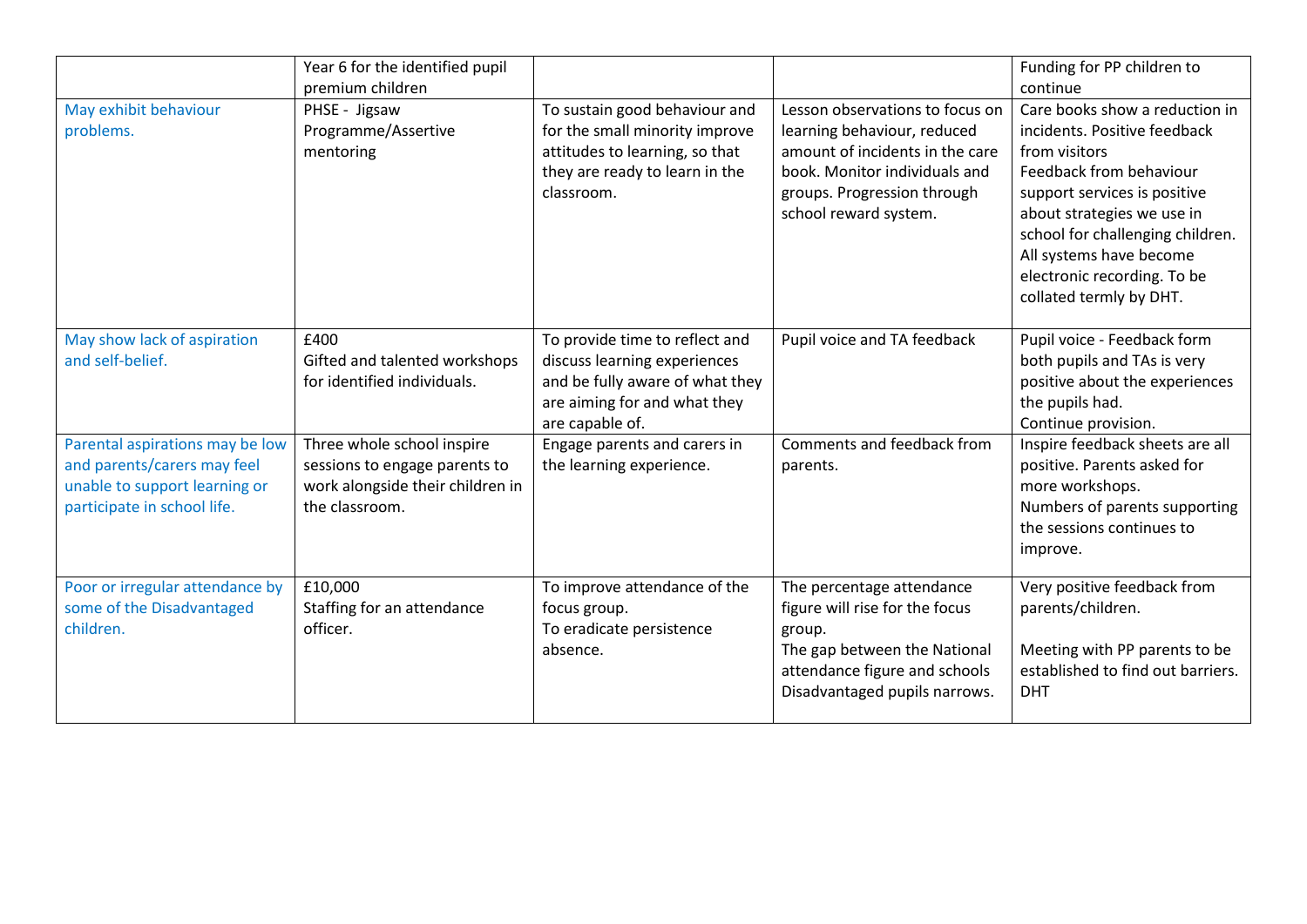| | | | | |
|---|---|---|---|---|
| | Year 6 for the identified pupil premium children | | | Funding for PP children to continue |
| May exhibit behaviour problems. | PHSE - Jigsaw Programme/Assertive mentoring | To sustain good behaviour and for the small minority improve attitudes to learning, so that they are ready to learn in the classroom. | Lesson observations to focus on learning behaviour, reduced amount of incidents in the care book. Monitor individuals and groups. Progression through school reward system. | Care books show a reduction in incidents. Positive feedback from visitors<br>Feedback from behaviour support services is positive about strategies we use in school for challenging children. All systems have become electronic recording. To be collated termly by DHT. |
| May show lack of aspiration and self-belief. | £400<br>Gifted and talented workshops for identified individuals. | To provide time to reflect and discuss learning experiences and be fully aware of what they are aiming for and what they are capable of. | Pupil voice and TA feedback | Pupil voice - Feedback form both pupils and TAs is very positive about the experiences the pupils had.<br>Continue provision. |
| Parental aspirations may be low and parents/carers may feel unable to support learning or participate in school life. | Three whole school inspire sessions to engage parents to work alongside their children in the classroom. | Engage parents and carers in the learning experience. | Comments and feedback from parents. | Inspire feedback sheets are all positive. Parents asked for more workshops.<br>Numbers of parents supporting the sessions continues to improve. |
| Poor or irregular attendance by some of the Disadvantaged children. | £10,000<br>Staffing for an attendance officer. | To improve attendance of the focus group.<br>To eradicate persistence absence. | The percentage attendance figure will rise for the focus group.<br>The gap between the National attendance figure and schools Disadvantaged pupils narrows. | Very positive feedback from parents/children.<br><br>Meeting with PP parents to be established to find out barriers. DHT |